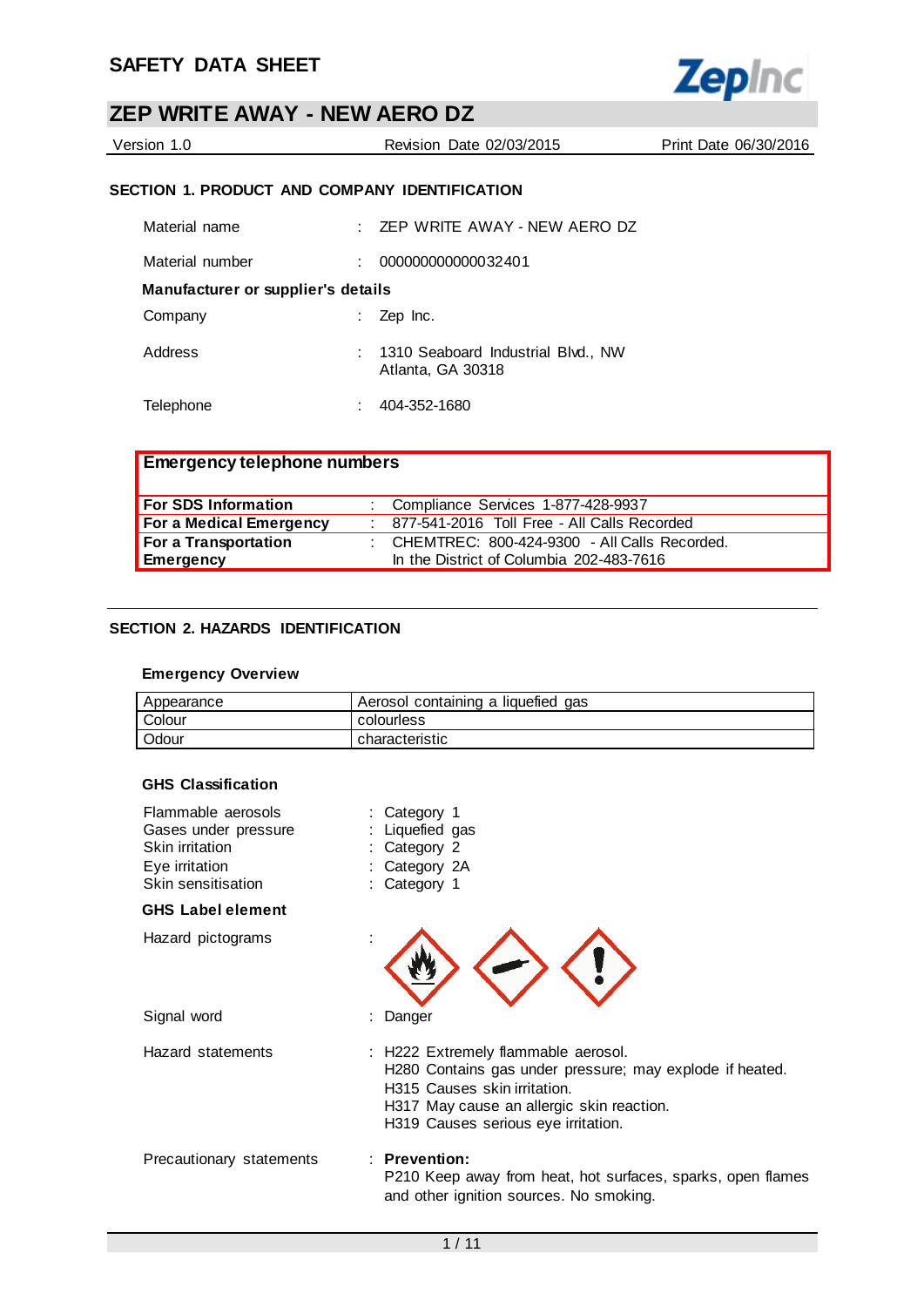# SAFETY DATA SHEET

## ZEP WRITE AWAY - NEW AERO DZ

Version 1.0 | Revision Date 02/03/2015 | Print Date 06/30/2016

### SECTION 1. PRODUCT AND COMPANY IDENTIFICATION

Material name : ZEP WRITE AWAY - NEW AERO DZ

Material number : 000000000000032401

**Manufacturer or supplier's details**

Company : Zep Inc.

Address : 1310 Seaboard Industrial Blvd., NW
Atlanta, GA 30318

Telephone : 404-352-1680

| **Emergency telephone numbers** | |
|---|---|
| **For SDS Information** | : Compliance Services 1-877-428-9937 |
| **For a Medical Emergency** | : 877-541-2016 Toll Free - All Calls Recorded |
| **For a Transportation Emergency** | : CHEMTREC: 800-424-9300 - All Calls Recorded. In the District of Columbia 202-483-7616 |

### SECTION 2. HAZARDS IDENTIFICATION

**Emergency Overview**

| Appearance | Aerosol containing a liquefied gas |
|---|---|
| Colour | colourless |
| Odour | characteristic |

**GHS Classification**

Flammable aerosols : Category 1
Gases under pressure : Liquefied gas
Skin irritation : Category 2
Eye irritation : Category 2A
Skin sensitisation : Category 1

**GHS Label element**

Hazard pictograms :

Signal word : Danger

Hazard statements : H222 Extremely flammable aerosol.
H280 Contains gas under pressure; may explode if heated.
H315 Causes skin irritation.
H317 May cause an allergic skin reaction.
H319 Causes serious eye irritation.

Precautionary statements : **Prevention:**
P210 Keep away from heat, hot surfaces, sparks, open flames and other ignition sources. No smoking.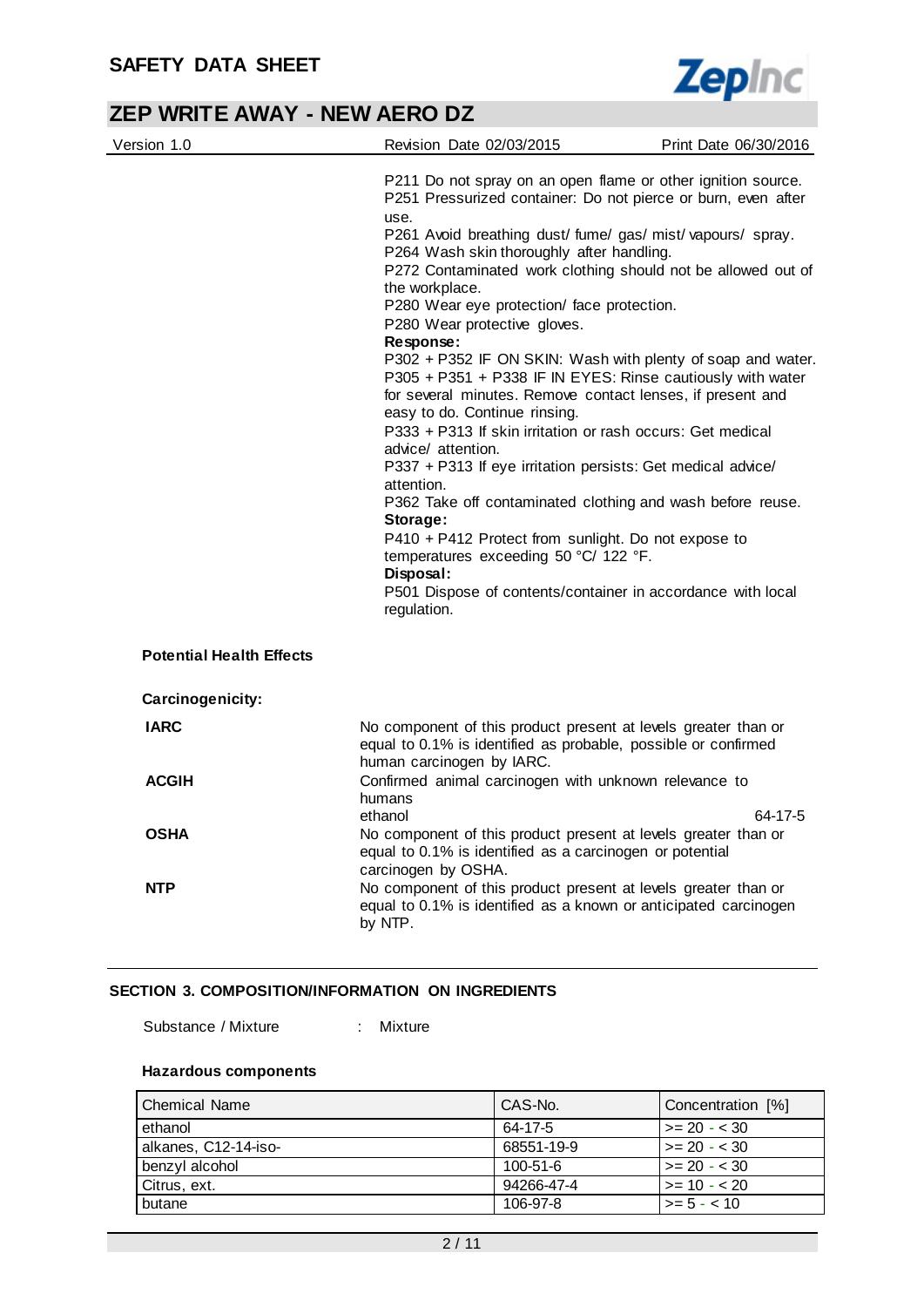P211 Do not spray on an open flame or other ignition source.
P251 Pressurized container: Do not pierce or burn, even after use.
P261 Avoid breathing dust/ fume/ gas/ mist/ vapours/ spray.
P264 Wash skin thoroughly after handling.
P272 Contaminated work clothing should not be allowed out of the workplace.
P280 Wear eye protection/ face protection.
P280 Wear protective gloves.

**Response:**

P302 + P352 IF ON SKIN: Wash with plenty of soap and water.
P305 + P351 + P338 IF IN EYES: Rinse cautiously with water for several minutes. Remove contact lenses, if present and easy to do. Continue rinsing.
P333 + P313 If skin irritation or rash occurs: Get medical advice/ attention.
P337 + P313 If eye irritation persists: Get medical advice/ attention.
P362 Take off contaminated clothing and wash before reuse.

**Storage:**

P410 + P412 Protect from sunlight. Do not expose to temperatures exceeding 50 °C/ 122 °F.

**Disposal:**

P501 Dispose of contents/container in accordance with local regulation.

**Potential Health Effects**

**Carcinogenicity:**

**IARC** No component of this product present at levels greater than or equal to 0.1% is identified as probable, possible or confirmed human carcinogen by IARC.

**ACGIH** Confirmed animal carcinogen with unknown relevance to humans
ethanol 64-17-5

**OSHA** No component of this product present at levels greater than or equal to 0.1% is identified as a carcinogen or potential carcinogen by OSHA.

**NTP** No component of this product present at levels greater than or equal to 0.1% is identified as a known or anticipated carcinogen by NTP.

## SECTION 3. COMPOSITION/INFORMATION ON INGREDIENTS

Substance / Mixture : Mixture

**Hazardous components**

| Chemical Name | CAS-No. | Concentration [%] |
|---|---|---|
| ethanol | 64-17-5 | >= 20 - < 30 |
| alkanes, C12-14-iso- | 68551-19-9 | >= 20 - < 30 |
| benzyl alcohol | 100-51-6 | >= 20 - < 30 |
| Citrus, ext. | 94266-47-4 | >= 10 - < 20 |
| butane | 106-97-8 | >= 5 - < 10 |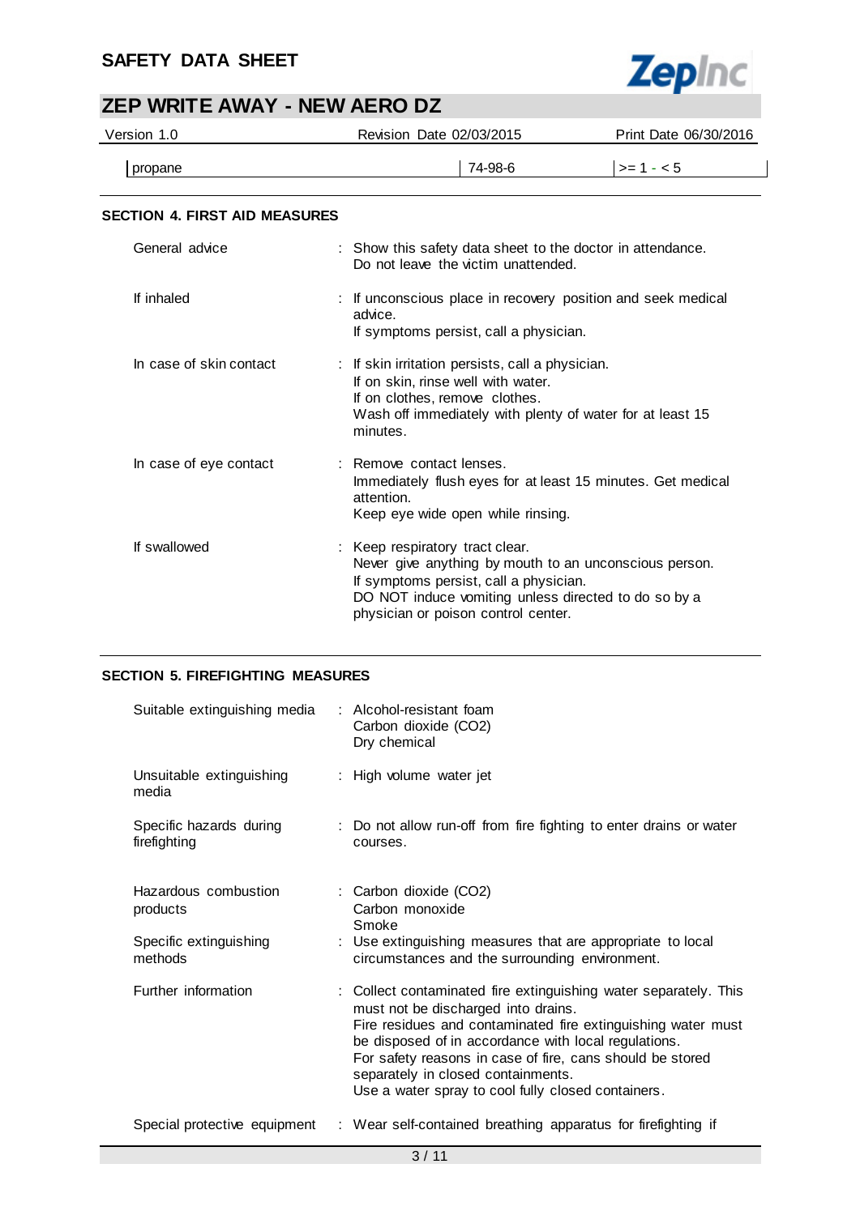| propane | 74-98-6 | >= 1 - < 5 |
|---|---|---|

## SECTION 4. FIRST AID MEASURES

| | |
|---|---|
| General advice | : Show this safety data sheet to the doctor in attendance. Do not leave the victim unattended. |
| If inhaled | : If unconscious place in recovery position and seek medical advice. If symptoms persist, call a physician. |
| In case of skin contact | : If skin irritation persists, call a physician. If on skin, rinse well with water. If on clothes, remove clothes. Wash off immediately with plenty of water for at least 15 minutes. |
| In case of eye contact | : Remove contact lenses. Immediately flush eyes for at least 15 minutes. Get medical attention. Keep eye wide open while rinsing. |
| If swallowed | : Keep respiratory tract clear. Never give anything by mouth to an unconscious person. If symptoms persist, call a physician. DO NOT induce vomiting unless directed to do so by a physician or poison control center. |

## SECTION 5. FIREFIGHTING MEASURES

| | |
|---|---|
| Suitable extinguishing media | : Alcohol-resistant foam<br>Carbon dioxide ($CO_2$)<br>Dry chemical |
| Unsuitable extinguishing media | : High volume water jet |
| Specific hazards during firefighting | : Do not allow run-off from fire fighting to enter drains or water courses. |
| Hazardous combustion products | : Carbon dioxide ($CO_2$)<br>Carbon monoxide<br>Smoke |
| Specific extinguishing methods | : Use extinguishing measures that are appropriate to local circumstances and the surrounding environment. |
| Further information | : Collect contaminated fire extinguishing water separately. This must not be discharged into drains. Fire residues and contaminated fire extinguishing water must be disposed of in accordance with local regulations. For safety reasons in case of fire, cans should be stored separately in closed containments. Use a water spray to cool fully closed containers. |
| Special protective equipment | : Wear self-contained breathing apparatus for firefighting if |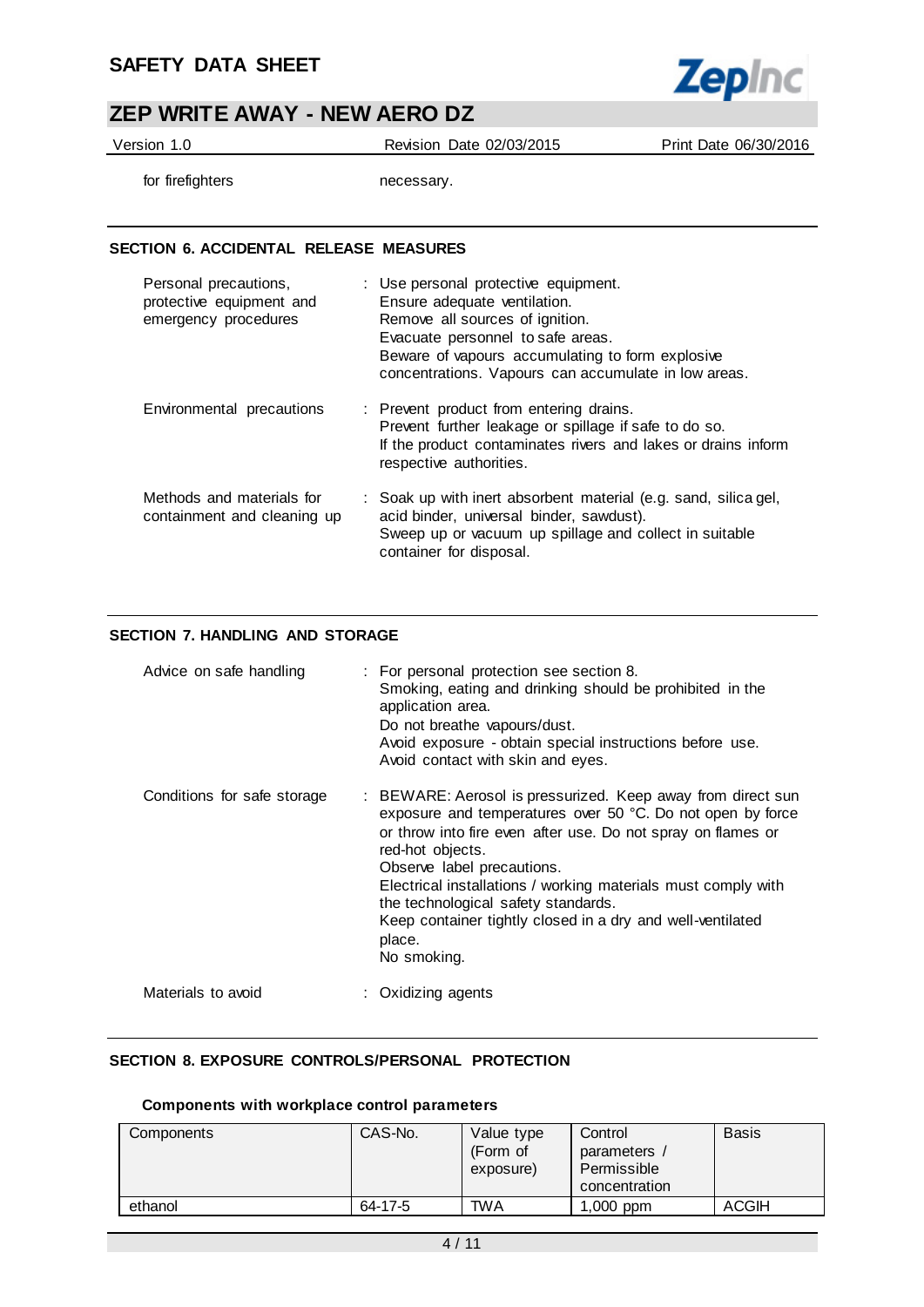| | |
|---|---|
| for firefighters | necessary. |

## SECTION 6. ACCIDENTAL RELEASE MEASURES

| | |
|---|---|
| Personal precautions, protective equipment and emergency procedures | : Use personal protective equipment.<br>Ensure adequate ventilation.<br>Remove all sources of ignition.<br>Evacuate personnel to safe areas.<br>Beware of vapours accumulating to form explosive concentrations. Vapours can accumulate in low areas. |
| Environmental precautions | : Prevent product from entering drains.<br>Prevent further leakage or spillage if safe to do so.<br>If the product contaminates rivers and lakes or drains inform respective authorities. |
| Methods and materials for containment and cleaning up | : Soak up with inert absorbent material (e.g. sand, silica gel, acid binder, universal binder, sawdust).<br>Sweep up or vacuum up spillage and collect in suitable container for disposal. |

## SECTION 7. HANDLING AND STORAGE

| | |
|---|---|
| Advice on safe handling | : For personal protection see section 8.<br>Smoking, eating and drinking should be prohibited in the application area.<br>Do not breathe vapours/dust.<br>Avoid exposure - obtain special instructions before use.<br>Avoid contact with skin and eyes. |
| Conditions for safe storage | : BEWARE: Aerosol is pressurized. Keep away from direct sun exposure and temperatures over 50 °C. Do not open by force or throw into fire even after use. Do not spray on flames or red-hot objects.<br>Observe label precautions.<br>Electrical installations / working materials must comply with the technological safety standards.<br>Keep container tightly closed in a dry and well-ventilated place.<br>No smoking. |
| Materials to avoid | : Oxidizing agents |

## SECTION 8. EXPOSURE CONTROLS/PERSONAL PROTECTION

### Components with workplace control parameters

| Components | CAS-No. | Value type (Form of exposure) | Control parameters / Permissible concentration | Basis |
|---|---|---|---|---|
| ethanol | 64-17-5 | TWA | 1,000 ppm | ACGIH |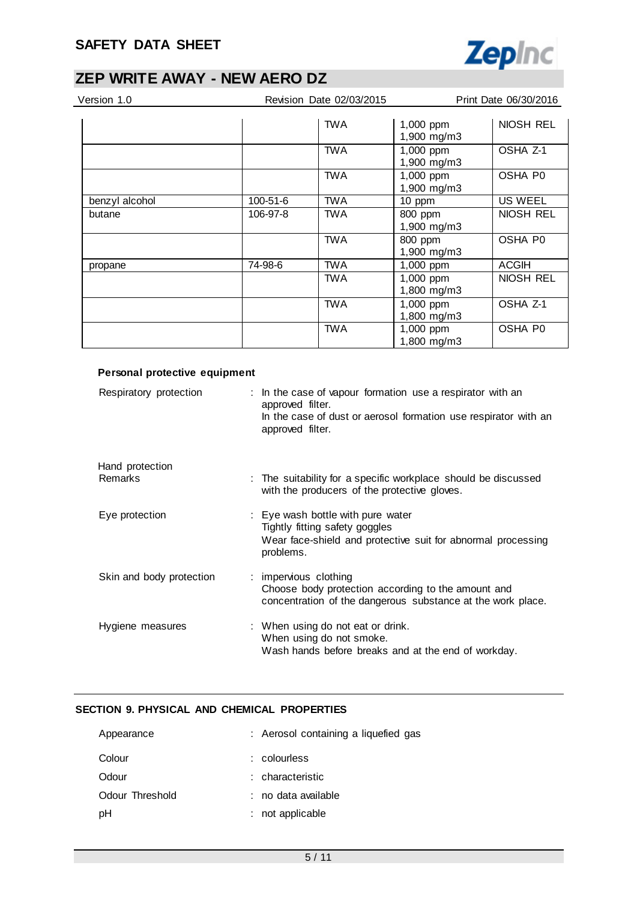| | | | | |
|---|---|---|---|---|
| | | TWA | 1,000 ppm<br>1,900 mg/m3 | NIOSH REL |
| | | TWA | 1,000 ppm<br>1,900 mg/m3 | OSHA Z-1 |
| | | TWA | 1,000 ppm<br>1,900 mg/m3 | OSHA P0 |
| benzyl alcohol | 100-51-6 | TWA | 10 ppm | US WEEL |
| butane | 106-97-8 | TWA | 800 ppm<br>1,900 mg/m3 | NIOSH REL |
| | | TWA | 800 ppm<br>1,900 mg/m3 | OSHA P0 |
| propane | 74-98-6 | TWA | 1,000 ppm | ACGIH |
| | | TWA | 1,000 ppm<br>1,800 mg/m3 | NIOSH REL |
| | | TWA | 1,000 ppm<br>1,800 mg/m3 | OSHA Z-1 |
| | | TWA | 1,000 ppm<br>1,800 mg/m3 | OSHA P0 |

**Personal protective equipment**

Respiratory protection : In the case of vapour formation use a respirator with an approved filter.
In the case of dust or aerosol formation use respirator with an approved filter.

Hand protection

Remarks : The suitability for a specific workplace should be discussed with the producers of the protective gloves.

Eye protection : Eye wash bottle with pure water
Tightly fitting safety goggles
Wear face-shield and protective suit for abnormal processing problems.

Skin and body protection : impervious clothing
Choose body protection according to the amount and concentration of the dangerous substance at the work place.

Hygiene measures : When using do not eat or drink.
When using do not smoke.
Wash hands before breaks and at the end of workday.

## SECTION 9. PHYSICAL AND CHEMICAL PROPERTIES

Appearance : Aerosol containing a liquefied gas

Colour : colourless

Odour : characteristic

Odour Threshold : no data available

pH : not applicable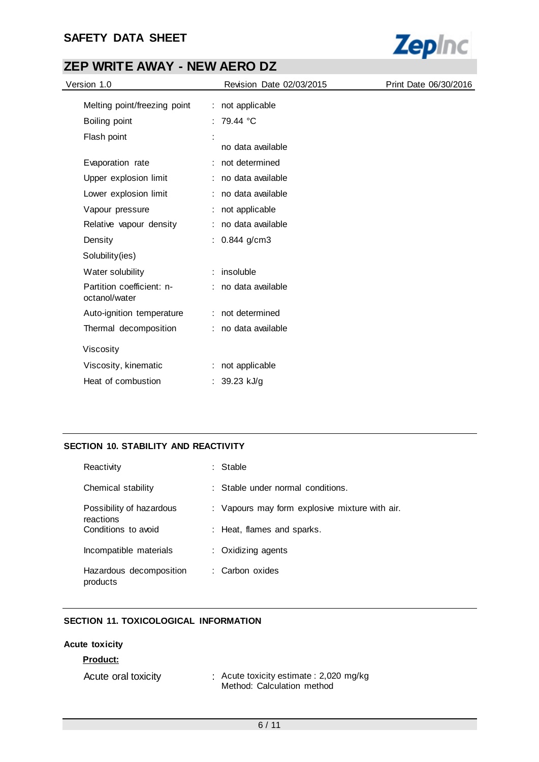| | | |
|---|---|---|
| Melting point/freezing point | : | not applicable |
| Boiling point | : | 79.44 °C |
| Flash point | : | no data available |
| Evaporation rate | : | not determined |
| Upper explosion limit | : | no data available |
| Lower explosion limit | : | no data available |
| Vapour pressure | : | not applicable |
| Relative vapour density | : | no data available |
| Density | : | 0.844 g/cm3 |
| Solubility(ies) | | |
| Water solubility | : | insoluble |
| Partition coefficient: n-octanol/water | : | no data available |
| Auto-ignition temperature | : | not determined |
| Thermal decomposition | : | no data available |
| Viscosity | | |
| Viscosity, kinematic | : | not applicable |
| Heat of combustion | : | 39.23 kJ/g |

## SECTION 10. STABILITY AND REACTIVITY

| | | |
|---|---|---|
| Reactivity | : | Stable |
| Chemical stability | : | Stable under normal conditions. |
| Possibility of hazardous reactions | : | Vapours may form explosive mixture with air. |
| Conditions to avoid | : | Heat, flames and sparks. |
| Incompatible materials | : | Oxidizing agents |
| Hazardous decomposition products | : | Carbon oxides |

## SECTION 11. TOXICOLOGICAL INFORMATION

**Acute toxicity**

**Product:**

| | | |
|---|---|---|
| Acute oral toxicity | : | Acute toxicity estimate : 2,020 mg/kg<br>Method: Calculation method |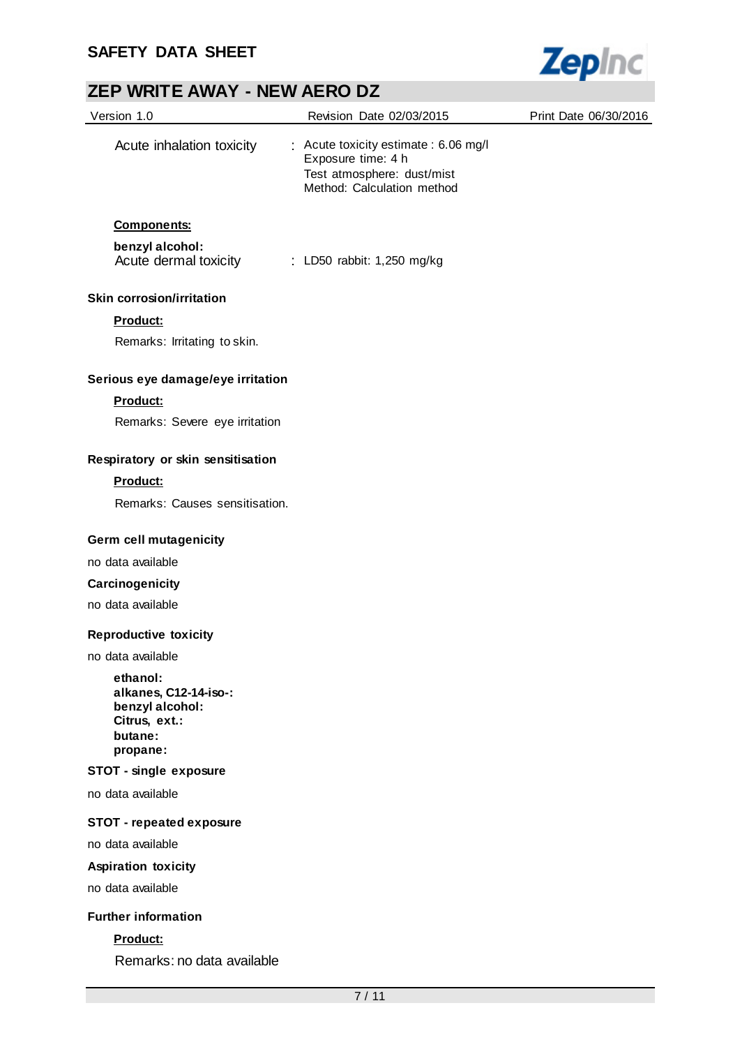Acute inhalation toxicity : Acute toxicity estimate : 6.06 mg/l
Exposure time: 4 h
Test atmosphere: dust/mist
Method: Calculation method

**Components:**

**benzyl alcohol:**
Acute dermal toxicity : LD50 rabbit: 1,250 mg/kg

**Skin corrosion/irritation**

**Product:**

Remarks: Irritating to skin.

**Serious eye damage/eye irritation**

**Product:**

Remarks: Severe eye irritation

**Respiratory or skin sensitisation**

**Product:**

Remarks: Causes sensitisation.

**Germ cell mutagenicity**

no data available

**Carcinogenicity**

no data available

**Reproductive toxicity**

no data available

**ethanol:**
**alkanes, C12-14-iso-:**
**benzyl alcohol:**
**Citrus, ext.:**
**butane:**
**propane:**

**STOT - single exposure**

no data available

**STOT - repeated exposure**

no data available

**Aspiration toxicity**

no data available

**Further information**

**Product:**

Remarks: no data available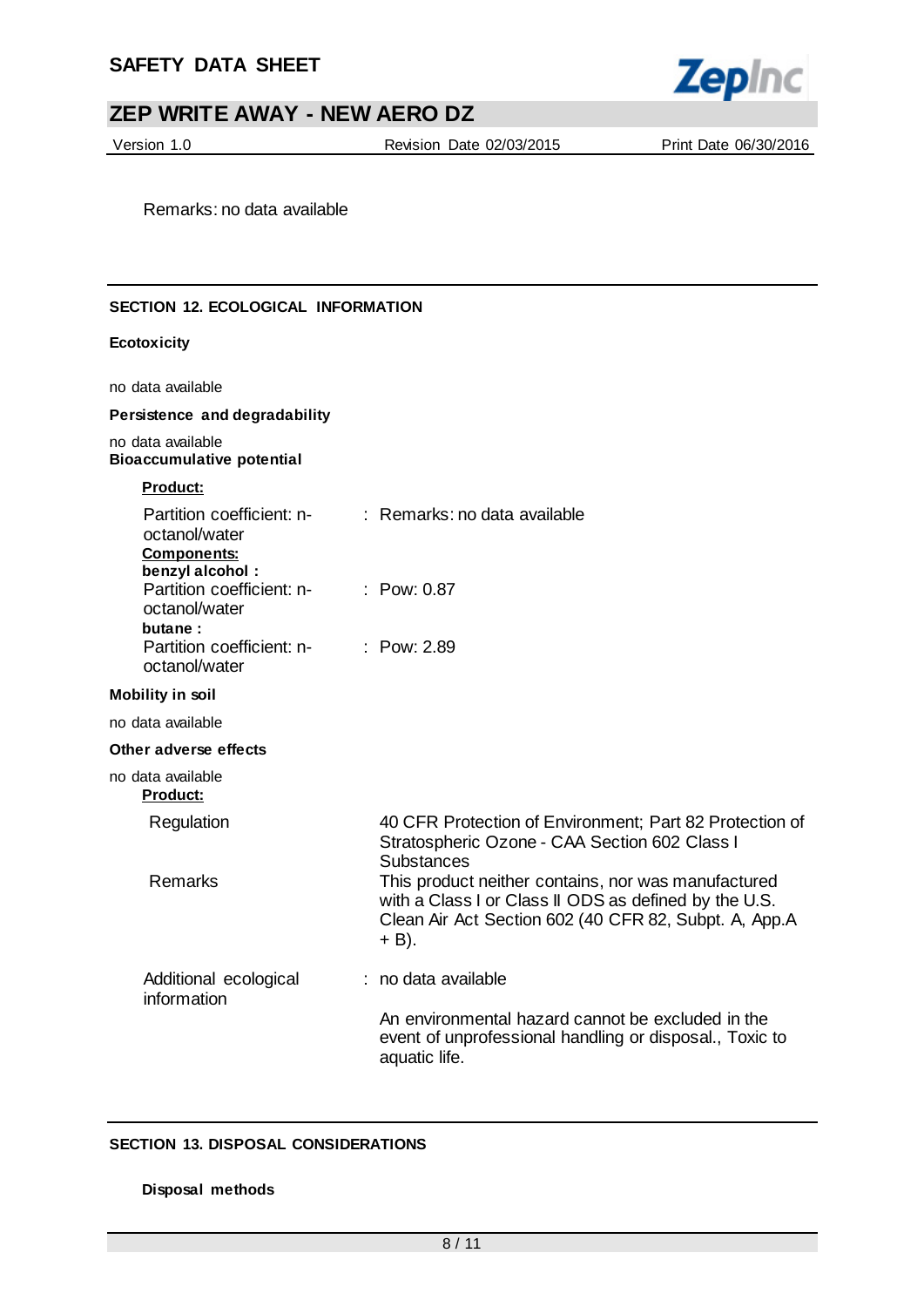Remarks: no data available

## SECTION 12. ECOLOGICAL INFORMATION

**Ecotoxicity**

no data available

**Persistence and degradability**

no data available

**Bioaccumulative potential**

**Product:**

Partition coefficient: n-octanol/water : Remarks: no data available

**Components:**

**benzyl alcohol :**

Partition coefficient: n-octanol/water : Pow: 0.87

**butane :**

Partition coefficient: n-octanol/water : Pow: 2.89

**Mobility in soil**

no data available

**Other adverse effects**

no data available

**Product:**

| | |
|---|---|
| Regulation | 40 CFR Protection of Environment; Part 82 Protection of Stratospheric Ozone - CAA Section 602 Class I Substances |
| Remarks | This product neither contains, nor was manufactured with a Class I or Class II ODS as defined by the U.S. Clean Air Act Section 602 (40 CFR 82, Subpt. A, App.A + B). |

Additional ecological information : no data available

An environmental hazard cannot be excluded in the event of unprofessional handling or disposal., Toxic to aquatic life.

## SECTION 13. DISPOSAL CONSIDERATIONS

**Disposal methods**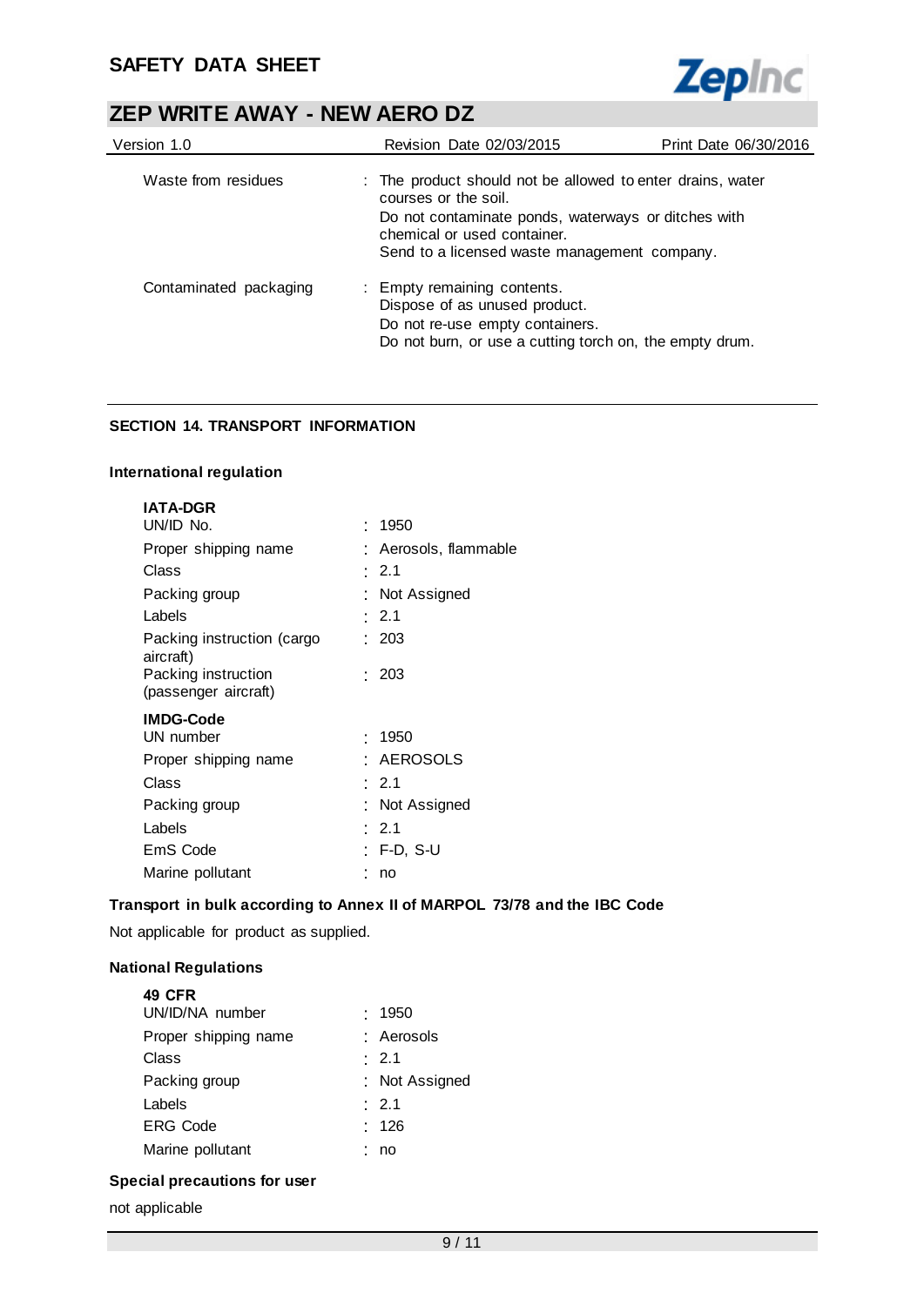| | |
|---|---|
| Waste from residues | : The product should not be allowed to enter drains, water courses or the soil.<br>Do not contaminate ponds, waterways or ditches with chemical or used container.<br>Send to a licensed waste management company. |
| Contaminated packaging | : Empty remaining contents.<br>Dispose of as unused product.<br>Do not re-use empty containers.<br>Do not burn, or use a cutting torch on, the empty drum. |

## SECTION 14. TRANSPORT INFORMATION

### International regulation

**IATA-DGR**

| | |
|---|---|
| UN/ID No. | : 1950 |
| Proper shipping name | : Aerosols, flammable |
| Class | : 2.1 |
| Packing group | : Not Assigned |
| Labels | : 2.1 |
| Packing instruction (cargo aircraft) | : 203 |
| Packing instruction (passenger aircraft) | : 203 |

**IMDG-Code**

| | |
|---|---|
| UN number | : 1950 |
| Proper shipping name | : AEROSOLS |
| Class | : 2.1 |
| Packing group | : Not Assigned |
| Labels | : 2.1 |
| EmS Code | : F-D, S-U |
| Marine pollutant | : no |

### Transport in bulk according to Annex II of MARPOL 73/78 and the IBC Code

Not applicable for product as supplied.

### National Regulations

**49 CFR**

| | |
|---|---|
| UN/ID/NA number | : 1950 |
| Proper shipping name | : Aerosols |
| Class | : 2.1 |
| Packing group | : Not Assigned |
| Labels | : 2.1 |
| ERG Code | : 126 |
| Marine pollutant | : no |

### Special precautions for user

not applicable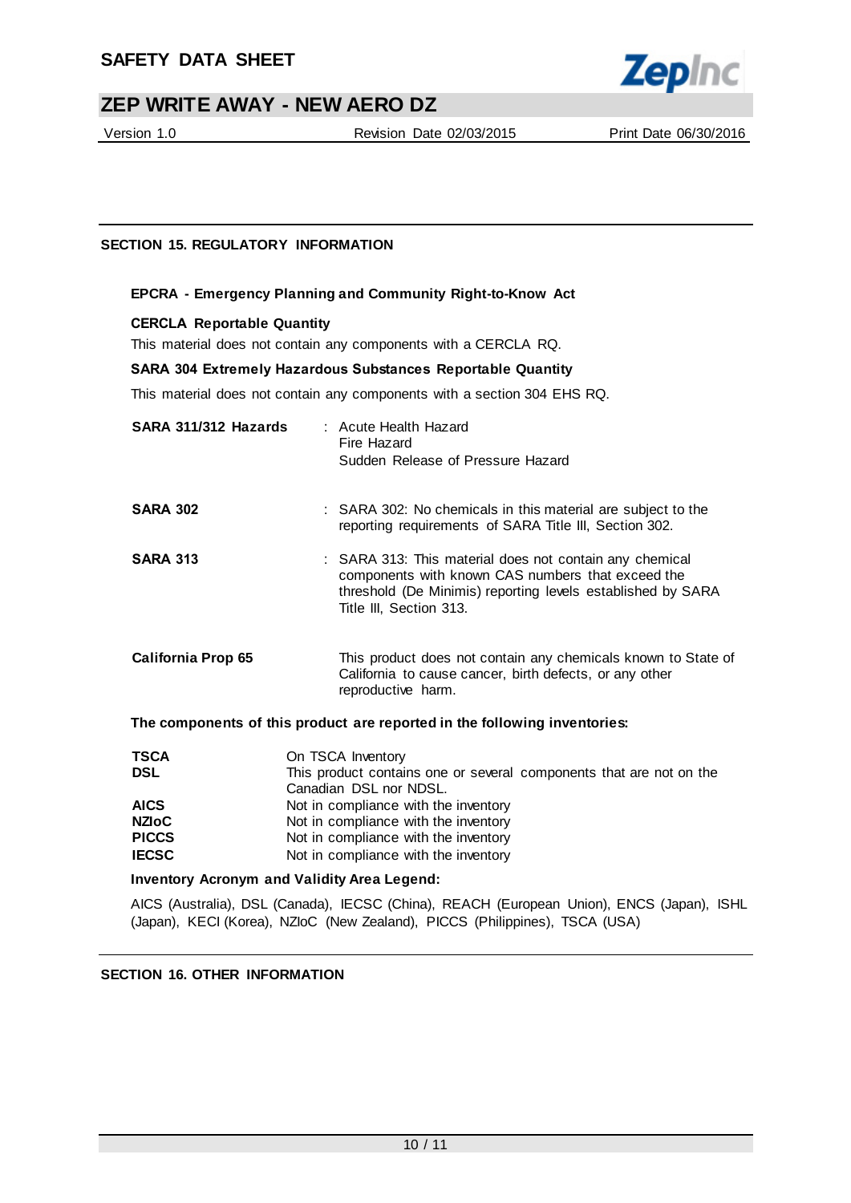## SECTION 15. REGULATORY INFORMATION

### EPCRA - Emergency Planning and Community Right-to-Know Act

**CERCLA Reportable Quantity**

This material does not contain any components with a CERCLA RQ.

**SARA 304 Extremely Hazardous Substances Reportable Quantity**

This material does not contain any components with a section 304 EHS RQ.

**SARA 311/312 Hazards** : Acute Health Hazard
Fire Hazard
Sudden Release of Pressure Hazard

**SARA 302** : SARA 302: No chemicals in this material are subject to the reporting requirements of SARA Title III, Section 302.

**SARA 313** : SARA 313: This material does not contain any chemical components with known CAS numbers that exceed the threshold (De Minimis) reporting levels established by SARA Title III, Section 313.

**California Prop 65** This product does not contain any chemicals known to State of California to cause cancer, birth defects, or any other reproductive harm.

**The components of this product are reported in the following inventories:**

| | |
|---|---|
| **TSCA** | On TSCA Inventory |
| **DSL** | This product contains one or several components that are not on the Canadian DSL nor NDSL. |
| **AICS** | Not in compliance with the inventory |
| **NZIoC** | Not in compliance with the inventory |
| **PICCS** | Not in compliance with the inventory |
| **IECSC** | Not in compliance with the inventory |

**Inventory Acronym and Validity Area Legend:**

AICS (Australia), DSL (Canada), IECSC (China), REACH (European Union), ENCS (Japan), ISHL (Japan), KECI (Korea), NZIoC (New Zealand), PICCS (Philippines), TSCA (USA)

## SECTION 16. OTHER INFORMATION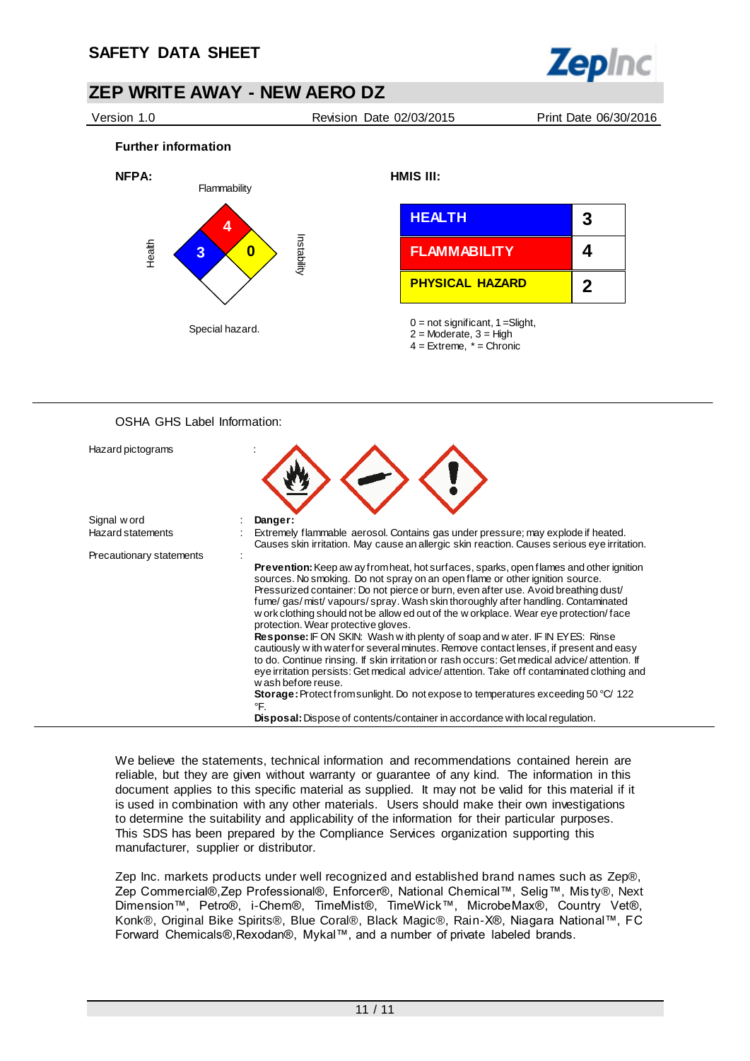## Further information

**NFPA:**

Flammability

4

Health 3

Instability 0

Special hazard.

**HMIS III:**

| | |
|---|---|
| HEALTH | 3 |
| FLAMMABILITY | 4 |
| PHYSICAL HAZARD | 2 |

0 = not significant, 1 =Slight,
2 = Moderate, 3 = High
4 = Extreme, * = Chronic

OSHA GHS Label Information:

| | | |
|---|---|---|
| Hazard pictograms | : | |
| Signal word | : | **Danger:** |
| Hazard statements | : | Extremely flammable aerosol. Contains gas under pressure; may explode if heated. Causes skin irritation. May cause an allergic skin reaction. Causes serious eye irritation. |
| Precautionary statements | : | **Prevention:** Keep away from heat, hot surfaces, sparks, open flames and other ignition sources. No smoking. Do not spray on an open flame or other ignition source. Pressurized container: Do not pierce or burn, even after use. Avoid breathing dust/ fume/ gas/ mist/ vapours/ spray. Wash skin thoroughly after handling. Contaminated work clothing should not be allowed out of the workplace. Wear eye protection/ face protection. Wear protective gloves.<br>**Response:** IF ON SKIN: Wash with plenty of soap and water. IF IN EYES: Rinse cautiously with water for several minutes. Remove contact lenses, if present and easy to do. Continue rinsing. If skin irritation or rash occurs: Get medical advice/ attention. If eye irritation persists: Get medical advice/ attention. Take off contaminated clothing and wash before reuse.<br>**Storage:** Protect from sunlight. Do not expose to temperatures exceeding 50 °C/ 122 °F.<br>**Disposal:** Dispose of contents/container in accordance with local regulation. |

We believe the statements, technical information and recommendations contained herein are reliable, but they are given without warranty or guarantee of any kind. The information in this document applies to this specific material as supplied. It may not be valid for this material if it is used in combination with any other materials. Users should make their own investigations to determine the suitability and applicability of the information for their particular purposes. This SDS has been prepared by the Compliance Services organization supporting this manufacturer, supplier or distributor.

Zep Inc. markets products under well recognized and established brand names such as Zep®, Zep Commercial®,Zep Professional®, Enforcer®, National Chemical™, Selig™, Misty®, Next Dimension™, Petro®, i-Chem®, TimeMist®, TimeWick™, MicrobeMax®, Country Vet®, Konk®, Original Bike Spirits®, Blue Coral®, Black Magic®, Rain-X®, Niagara National™, FC Forward Chemicals®,Rexodan®, Mykal™, and a number of private labeled brands.